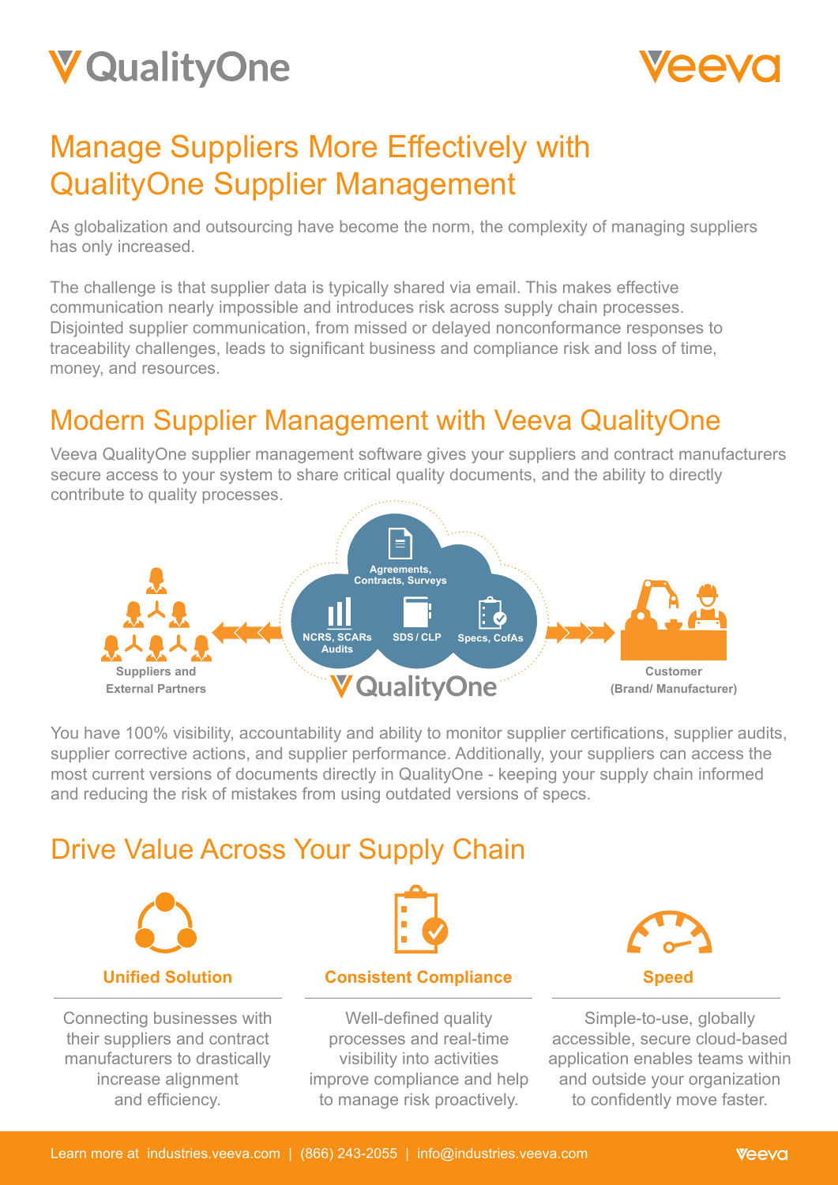# Manage Suppliers More Effectively with QualityOne Supplier Management

As globalization and outsourcing have become the norm, the complexity of managing suppliers has only increased.

The challenge is that supplier data is typically shared via email. This makes effective communication nearly impossible and introduces risk across supply chain processes. Disjointed supplier communication, from missed or delayed nonconformance responses to traceability challenges, leads to significant business and compliance risk and loss of time, money, and resources.

## Modern Supplier Management with Veeva QualityOne

Veeva QualityOne supplier management software gives your suppliers and contract manufacturers secure access to your system to share critical quality documents, and the ability to directly contribute to quality processes.

Suppliers and External Partners

Agreements, Contracts, Surveys

NCRS, SCARs Audits

SDS / CLP

Specs, CofAs

QualityOne

Customer (Brand/ Manufacturer)

You have 100% visibility, accountability and ability to monitor supplier certifications, supplier audits, supplier corrective actions, and supplier performance. Additionally, your suppliers can access the most current versions of documents directly in QualityOne - keeping your supply chain informed and reducing the risk of mistakes from using outdated versions of specs.

## Drive Value Across Your Supply Chain

**Unified Solution**

Connecting businesses with their suppliers and contract manufacturers to drastically increase alignment and efficiency.

**Consistent Compliance**

Well-defined quality processes and real-time visibility into activities improve compliance and help to manage risk proactively.

**Speed**

Simple-to-use, globally accessible, secure cloud-based application enables teams within and outside your organization to confidently move faster.

Learn more at industries.veeva.com | (866) 243-2055 | info@industries.veeva.com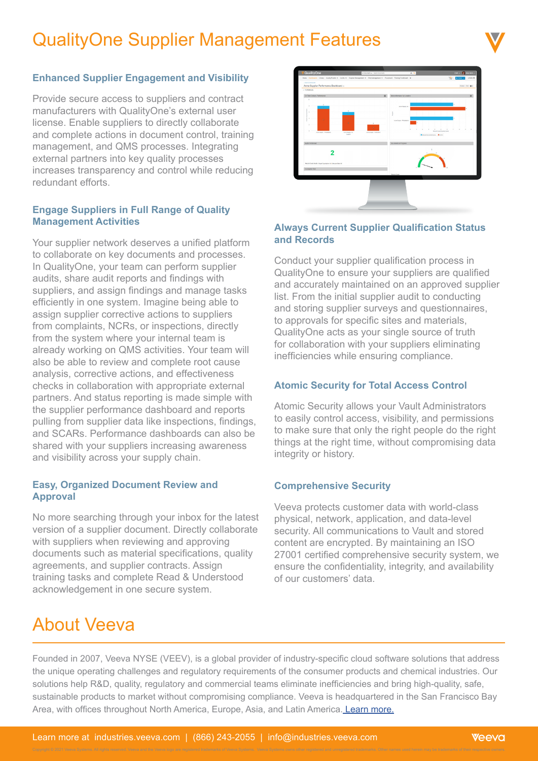# QualityOne Supplier Management Features

### Enhanced Supplier Engagement and Visibility

Provide secure access to suppliers and contract manufacturers with QualityOne's external user license. Enable suppliers to directly collaborate and complete actions in document control, training management, and QMS processes. Integrating external partners into key quality processes increases transparency and control while reducing redundant efforts.

### Engage Suppliers in Full Range of Quality Management Activities

Your supplier network deserves a unified platform to collaborate on key documents and processes. In QualityOne, your team can perform supplier audits, share audit reports and findings with suppliers, and assign findings and manage tasks efficiently in one system. Imagine being able to assign supplier corrective actions to suppliers from complaints, NCRs, or inspections, directly from the system where your internal team is already working on QMS activities. Your team will also be able to review and complete root cause analysis, corrective actions, and effectiveness checks in collaboration with appropriate external partners. And status reporting is made simple with the supplier performance dashboard and reports pulling from supplier data like inspections, findings, and SCARs. Performance dashboards can also be shared with your suppliers increasing awareness and visibility across your supply chain.

### Easy, Organized Document Review and Approval

No more searching through your inbox for the latest version of a supplier document. Directly collaborate with suppliers when reviewing and approving documents such as material specifications, quality agreements, and supplier contracts. Assign training tasks and complete Read & Understood acknowledgement in one secure system.

### Always Current Supplier Qualification Status and Records

Conduct your supplier qualification process in QualityOne to ensure your suppliers are qualified and accurately maintained on an approved supplier list. From the initial supplier audit to conducting and storing supplier surveys and questionnaires, to approvals for specific sites and materials, QualityOne acts as your single source of truth for collaboration with your suppliers eliminating inefficiencies while ensuring compliance.

### Atomic Security for Total Access Control

Atomic Security allows your Vault Administrators to easily control access, visibility, and permissions to make sure that only the right people do the right things at the right time, without compromising data integrity or history.

### Comprehensive Security

Veeva protects customer data with world-class physical, network, application, and data-level security. All communications to Vault and stored content are encrypted. By maintaining an ISO 27001 certified comprehensive security system, we ensure the confidentiality, integrity, and availability of our customers' data.

# About Veeva

Founded in 2007, Veeva NYSE (VEEV), is a global provider of industry-specific cloud software solutions that address the unique operating challenges and regulatory requirements of the consumer products and chemical industries. Our solutions help R&D, quality, regulatory and commercial teams eliminate inefficiencies and bring high-quality, safe, sustainable products to market without compromising compliance. Veeva is headquartered in the San Francisco Bay Area, with offices throughout North America, Europe, Asia, and Latin America. Learn more.

Learn more at industries.veeva.com | (866) 243-2055 | info@industries.veeva.com

Copyright © 2021 Veeva Systems. All rights reserved. Veeva and the Veeva logo are registered trademarks of Veeva Systems. Veeva Systems owns other registered and unregistered trademarks. Other names used herein may be trademarks of their respective owners.